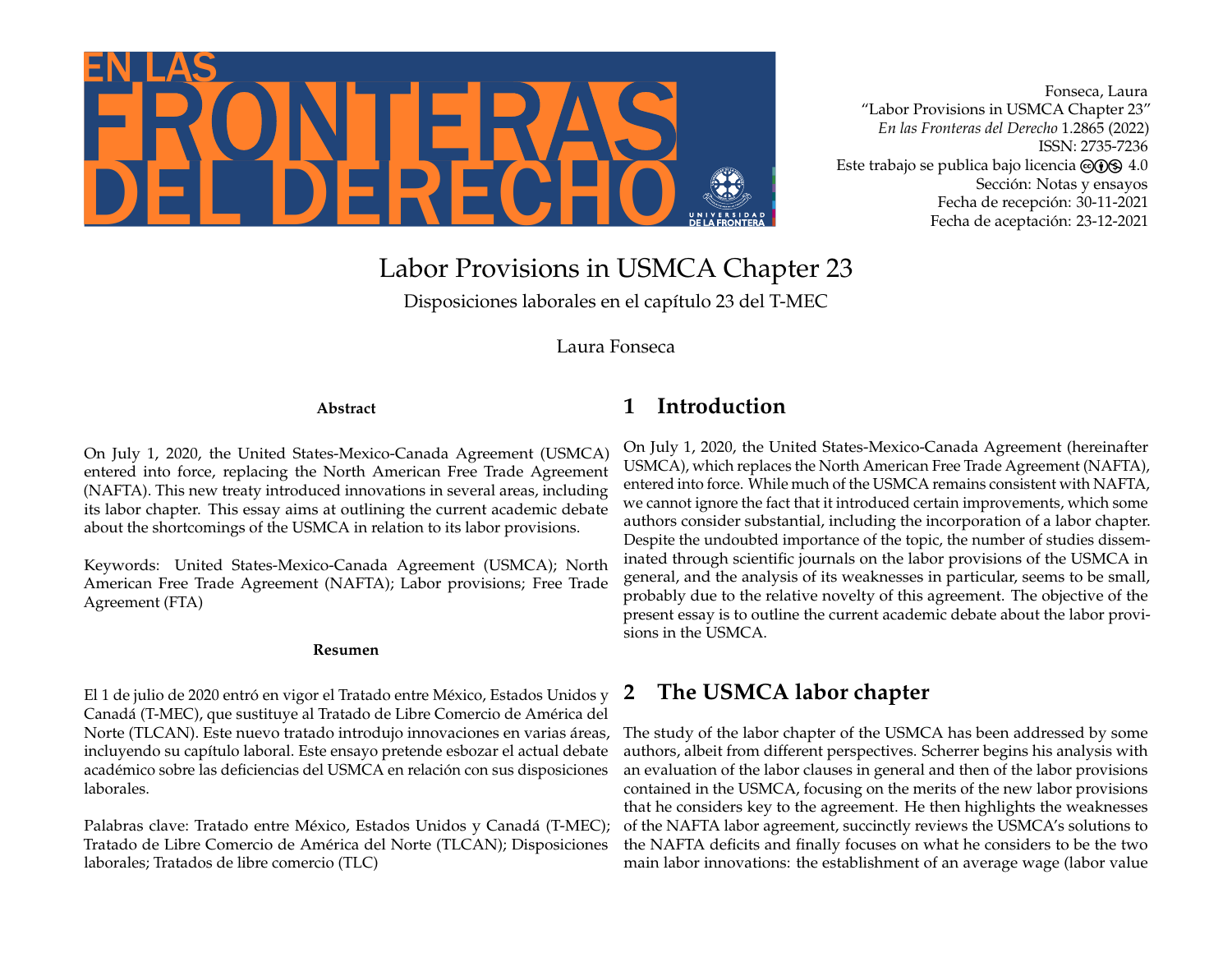Fonseca, Laura
"Labor Provisions in USMCA Chapter 23"
*En las Fronteras del Derecho* 1.2865 (2022)
ISSN: 2735-7236
Este trabajo se publica bajo licencia CC BY NC 4.0
Sección: Notas y ensayos
Fecha de recepción: 30-11-2021
Fecha de aceptación: 23-12-2021

# Labor Provisions in USMCA Chapter 23

Disposiciones laborales en el capítulo 23 del T-MEC

Laura Fonseca

**Abstract**

On July 1, 2020, the United States-Mexico-Canada Agreement (USMCA) entered into force, replacing the North American Free Trade Agreement (NAFTA). This new treaty introduced innovations in several areas, including its labor chapter. This essay aims at outlining the current academic debate about the shortcomings of the USMCA in relation to its labor provisions.

Keywords: United States-Mexico-Canada Agreement (USMCA); North American Free Trade Agreement (NAFTA); Labor provisions; Free Trade Agreement (FTA)

**Resumen**

El 1 de julio de 2020 entró en vigor el Tratado entre México, Estados Unidos y Canadá (T-MEC), que sustituye al Tratado de Libre Comercio de América del Norte (TLCAN). Este nuevo tratado introdujo innovaciones en varias áreas, incluyendo su capítulo laboral. Este ensayo pretende esbozar el actual debate académico sobre las deficiencias del USMCA en relación con sus disposiciones laborales.

Palabras clave: Tratado entre México, Estados Unidos y Canadá (T-MEC); Tratado de Libre Comercio de América del Norte (TLCAN); Disposiciones laborales; Tratados de libre comercio (TLC)

## 1 Introduction

On July 1, 2020, the United States-Mexico-Canada Agreement (hereinafter USMCA), which replaces the North American Free Trade Agreement (NAFTA), entered into force. While much of the USMCA remains consistent with NAFTA, we cannot ignore the fact that it introduced certain improvements, which some authors consider substantial, including the incorporation of a labor chapter. Despite the undoubted importance of the topic, the number of studies disseminated through scientific journals on the labor provisions of the USMCA in general, and the analysis of its weaknesses in particular, seems to be small, probably due to the relative novelty of this agreement. The objective of the present essay is to outline the current academic debate about the labor provisions in the USMCA.

## 2 The USMCA labor chapter

The study of the labor chapter of the USMCA has been addressed by some authors, albeit from different perspectives. Scherrer begins his analysis with an evaluation of the labor clauses in general and then of the labor provisions contained in the USMCA, focusing on the merits of the new labor provisions that he considers key to the agreement. He then highlights the weaknesses of the NAFTA labor agreement, succinctly reviews the USMCA's solutions to the NAFTA deficits and finally focuses on what he considers to be the two main labor innovations: the establishment of an average wage (labor value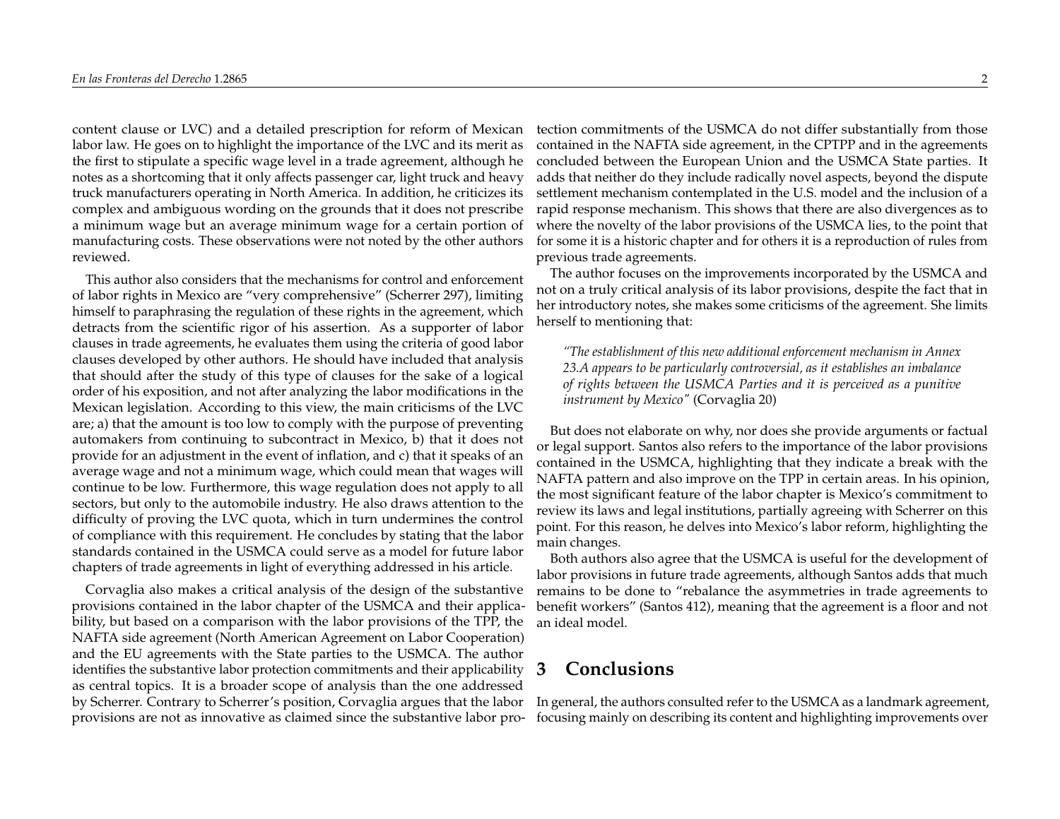content clause or LVC) and a detailed prescription for reform of Mexican labor law. He goes on to highlight the importance of the LVC and its merit as the first to stipulate a specific wage level in a trade agreement, although he notes as a shortcoming that it only affects passenger car, light truck and heavy truck manufacturers operating in North America. In addition, he criticizes its complex and ambiguous wording on the grounds that it does not prescribe a minimum wage but an average minimum wage for a certain portion of manufacturing costs. These observations were not noted by the other authors reviewed.

This author also considers that the mechanisms for control and enforcement of labor rights in Mexico are "very comprehensive" (Scherrer 297), limiting himself to paraphrasing the regulation of these rights in the agreement, which detracts from the scientific rigor of his assertion. As a supporter of labor clauses in trade agreements, he evaluates them using the criteria of good labor clauses developed by other authors. He should have included that analysis that should after the study of this type of clauses for the sake of a logical order of his exposition, and not after analyzing the labor modifications in the Mexican legislation. According to this view, the main criticisms of the LVC are; a) that the amount is too low to comply with the purpose of preventing automakers from continuing to subcontract in Mexico, b) that it does not provide for an adjustment in the event of inflation, and c) that it speaks of an average wage and not a minimum wage, which could mean that wages will continue to be low. Furthermore, this wage regulation does not apply to all sectors, but only to the automobile industry. He also draws attention to the difficulty of proving the LVC quota, which in turn undermines the control of compliance with this requirement. He concludes by stating that the labor standards contained in the USMCA could serve as a model for future labor chapters of trade agreements in light of everything addressed in his article.

Corvaglia also makes a critical analysis of the design of the substantive provisions contained in the labor chapter of the USMCA and their applicability, but based on a comparison with the labor provisions of the TPP, the NAFTA side agreement (North American Agreement on Labor Cooperation) and the EU agreements with the State parties to the USMCA. The author identifies the substantive labor protection commitments and their applicability as central topics. It is a broader scope of analysis than the one addressed by Scherrer. Contrary to Scherrer's position, Corvaglia argues that the labor provisions are not as innovative as claimed since the substantive labor protection commitments of the USMCA do not differ substantially from those contained in the NAFTA side agreement, in the CPTPP and in the agreements concluded between the European Union and the USMCA State parties. It adds that neither do they include radically novel aspects, beyond the dispute settlement mechanism contemplated in the U.S. model and the inclusion of a rapid response mechanism. This shows that there are also divergences as to where the novelty of the labor provisions of the USMCA lies, to the point that for some it is a historic chapter and for others it is a reproduction of rules from previous trade agreements.

The author focuses on the improvements incorporated by the USMCA and not on a truly critical analysis of its labor provisions, despite the fact that in her introductory notes, she makes some criticisms of the agreement. She limits herself to mentioning that:

> *"The establishment of this new additional enforcement mechanism in Annex 23.A appears to be particularly controversial, as it establishes an imbalance of rights between the USMCA Parties and it is perceived as a punitive instrument by Mexico"* (Corvaglia 20)

But does not elaborate on why, nor does she provide arguments or factual or legal support. Santos also refers to the importance of the labor provisions contained in the USMCA, highlighting that they indicate a break with the NAFTA pattern and also improve on the TPP in certain areas. In his opinion, the most significant feature of the labor chapter is Mexico's commitment to review its laws and legal institutions, partially agreeing with Scherrer on this point. For this reason, he delves into Mexico's labor reform, highlighting the main changes.

Both authors also agree that the USMCA is useful for the development of labor provisions in future trade agreements, although Santos adds that much remains to be done to "rebalance the asymmetries in trade agreements to benefit workers" (Santos 412), meaning that the agreement is a floor and not an ideal model.

## 3 Conclusions

In general, the authors consulted refer to the USMCA as a landmark agreement, focusing mainly on describing its content and highlighting improvements over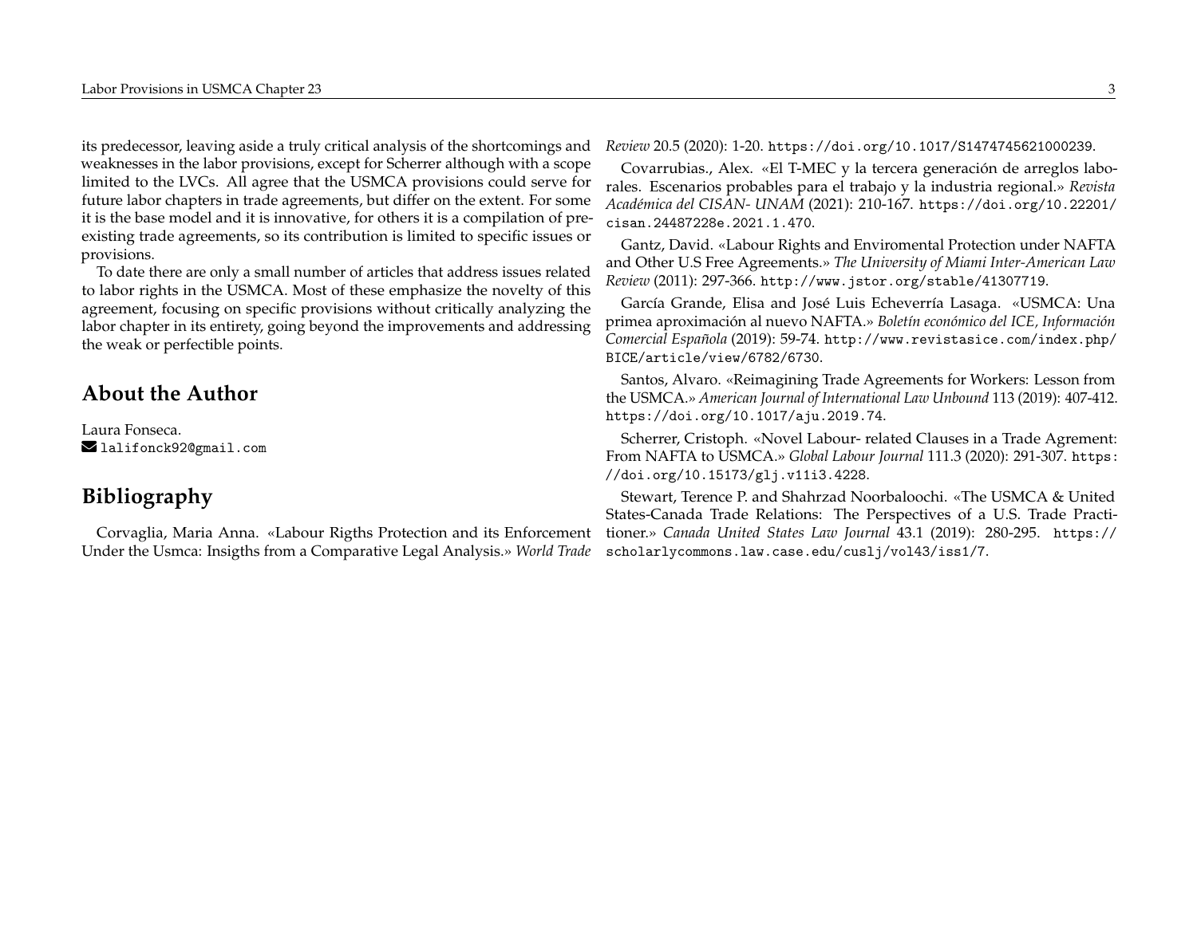its predecessor, leaving aside a truly critical analysis of the shortcomings and weaknesses in the labor provisions, except for Scherrer although with a scope limited to the LVCs. All agree that the USMCA provisions could serve for future labor chapters in trade agreements, but differ on the extent. For some it is the base model and it is innovative, for others it is a compilation of pre-existing trade agreements, so its contribution is limited to specific issues or provisions.

To date there are only a small number of articles that address issues related to labor rights in the USMCA. Most of these emphasize the novelty of this agreement, focusing on specific provisions without critically analyzing the labor chapter in its entirety, going beyond the improvements and addressing the weak or perfectible points.

## About the Author

Laura Fonseca.
lalifonck92@gmail.com

## Bibliography

Corvaglia, Maria Anna. «Labour Rigths Protection and its Enforcement Under the Usmca: Insigths from a Comparative Legal Analysis.» *World Trade Review* 20.5 (2020): 1-20. https://doi.org/10.1017/S1474745621000239.

Covarrubias., Alex. «El T-MEC y la tercera generación de arreglos laborales. Escenarios probables para el trabajo y la industria regional.» *Revista Académica del CISAN- UNAM* (2021): 210-167. https://doi.org/10.22201/cisan.24487228e.2021.1.470.

Gantz, David. «Labour Rights and Enviromental Protection under NAFTA and Other U.S Free Agreements.» *The University of Miami Inter-American Law Review* (2011): 297-366. http://www.jstor.org/stable/41307719.

García Grande, Elisa and José Luis Echeverría Lasaga. «USMCA: Una primea aproximación al nuevo NAFTA.» *Boletín económico del ICE, Información Comercial Española* (2019): 59-74. http://www.revistasice.com/index.php/BICE/article/view/6782/6730.

Santos, Alvaro. «Reimagining Trade Agreements for Workers: Lesson from the USMCA.» *American Journal of International Law Unbound* 113 (2019): 407-412. https://doi.org/10.1017/aju.2019.74.

Scherrer, Cristoph. «Novel Labour- related Clauses in a Trade Agrement: From NAFTA to USMCA.» *Global Labour Journal* 111.3 (2020): 291-307. https://doi.org/10.15173/glj.v11i3.4228.

Stewart, Terence P. and Shahrzad Noorbaloochi. «The USMCA & United States-Canada Trade Relations: The Perspectives of a U.S. Trade Practitioner.» *Canada United States Law Journal* 43.1 (2019): 280-295. https://scholarlycommons.law.case.edu/cuslj/vol43/iss1/7.